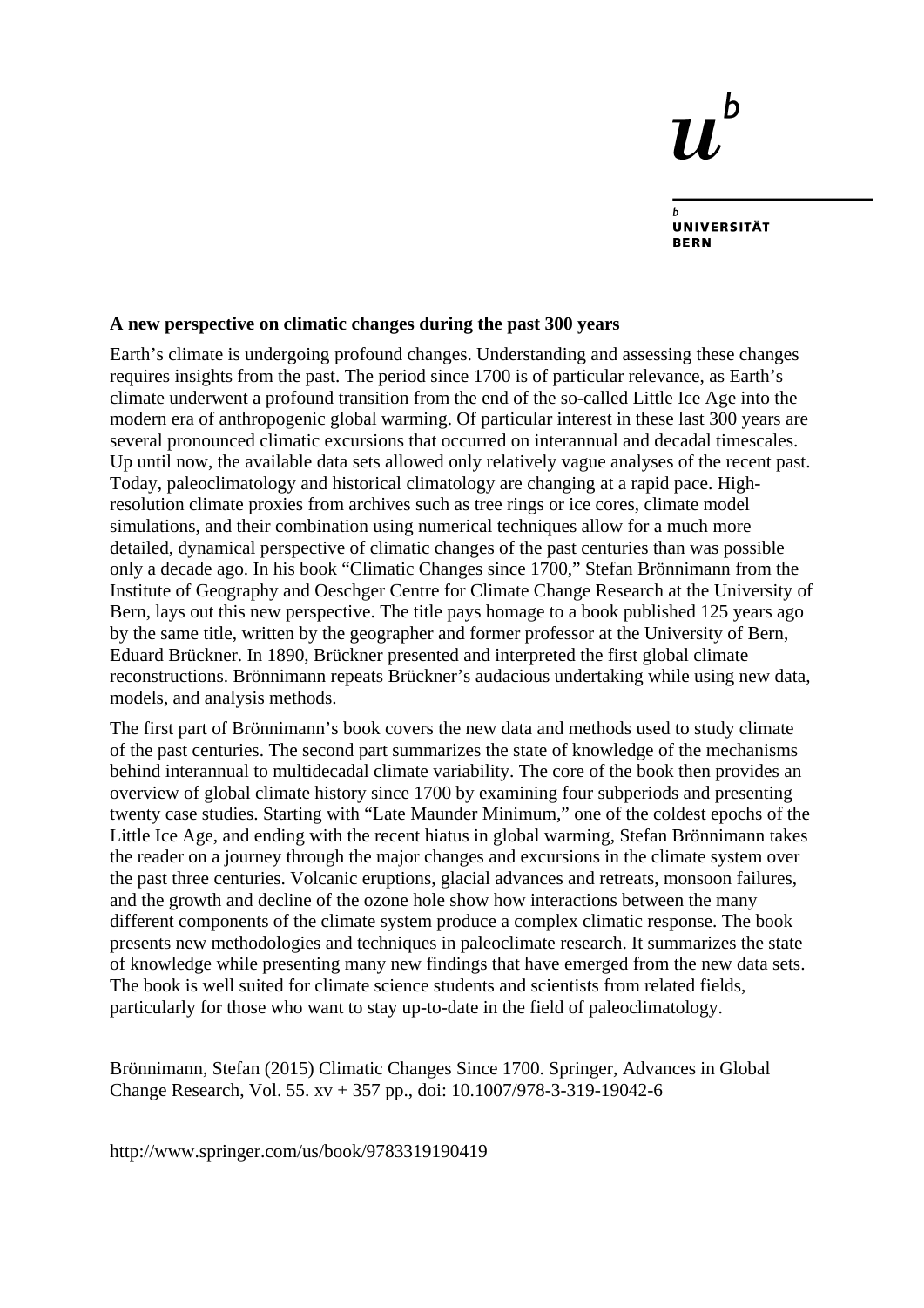**A new perspective on climatic changes during the past 300 years**

Earth's climate is undergoing profound changes. Understanding and assessing these changes requires insights from the past. The period since 1700 is of particular relevance, as Earth's climate underwent a profound transition from the end of the so-called Little Ice Age into the modern era of anthropogenic global warming. Of particular interest in these last 300 years are several pronounced climatic excursions that occurred on interannual and decadal timescales. Up until now, the available data sets allowed only relatively vague analyses of the recent past. Today, paleoclimatology and historical climatology are changing at a rapid pace. High-resolution climate proxies from archives such as tree rings or ice cores, climate model simulations, and their combination using numerical techniques allow for a much more detailed, dynamical perspective of climatic changes of the past centuries than was possible only a decade ago. In his book "Climatic Changes since 1700," Stefan Brönnimann from the Institute of Geography and Oeschger Centre for Climate Change Research at the University of Bern, lays out this new perspective. The title pays homage to a book published 125 years ago by the same title, written by the geographer and former professor at the University of Bern, Eduard Brückner. In 1890, Brückner presented and interpreted the first global climate reconstructions. Brönnimann repeats Brückner's audacious undertaking while using new data, models, and analysis methods.

The first part of Brönnimann's book covers the new data and methods used to study climate of the past centuries. The second part summarizes the state of knowledge of the mechanisms behind interannual to multidecadal climate variability. The core of the book then provides an overview of global climate history since 1700 by examining four subperiods and presenting twenty case studies. Starting with "Late Maunder Minimum," one of the coldest epochs of the Little Ice Age, and ending with the recent hiatus in global warming, Stefan Brönnimann takes the reader on a journey through the major changes and excursions in the climate system over the past three centuries. Volcanic eruptions, glacial advances and retreats, monsoon failures, and the growth and decline of the ozone hole show how interactions between the many different components of the climate system produce a complex climatic response. The book presents new methodologies and techniques in paleoclimate research. It summarizes the state of knowledge while presenting many new findings that have emerged from the new data sets. The book is well suited for climate science students and scientists from related fields, particularly for those who want to stay up-to-date in the field of paleoclimatology.

Brönnimann, Stefan (2015) Climatic Changes Since 1700. Springer, Advances in Global Change Research, Vol. 55. xv + 357 pp., doi: 10.1007/978-3-319-19042-6

http://www.springer.com/us/book/9783319190419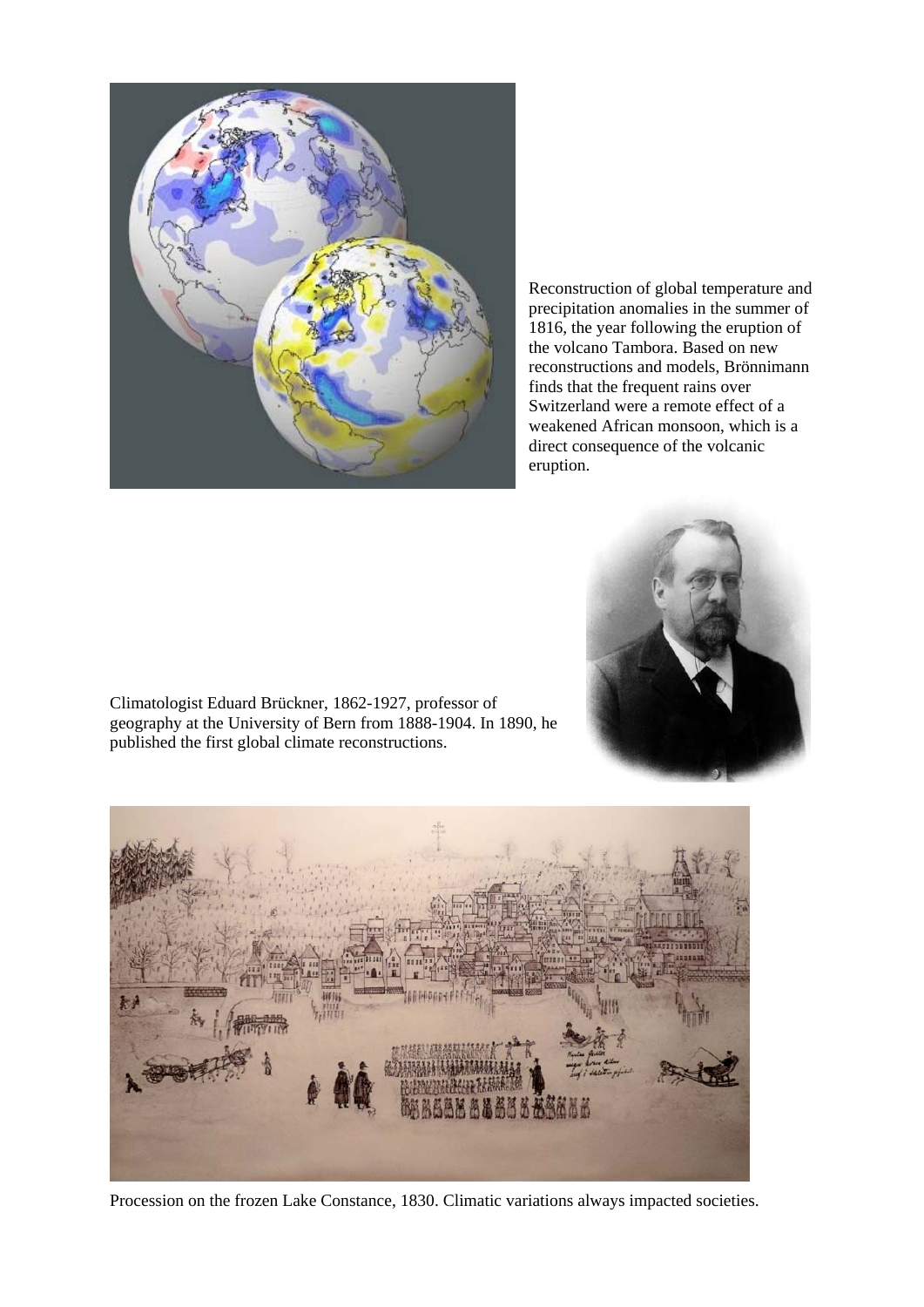Reconstruction of global temperature and precipitation anomalies in the summer of 1816, the year following the eruption of the volcano Tambora. Based on new reconstructions and models, Brönnimann finds that the frequent rains over Switzerland were a remote effect of a weakened African monsoon, which is a direct consequence of the volcanic eruption.

Climatologist Eduard Brückner, 1862-1927, professor of geography at the University of Bern from 1888-1904. In 1890, he published the first global climate reconstructions.

Procession on the frozen Lake Constance, 1830. Climatic variations always impacted societies.